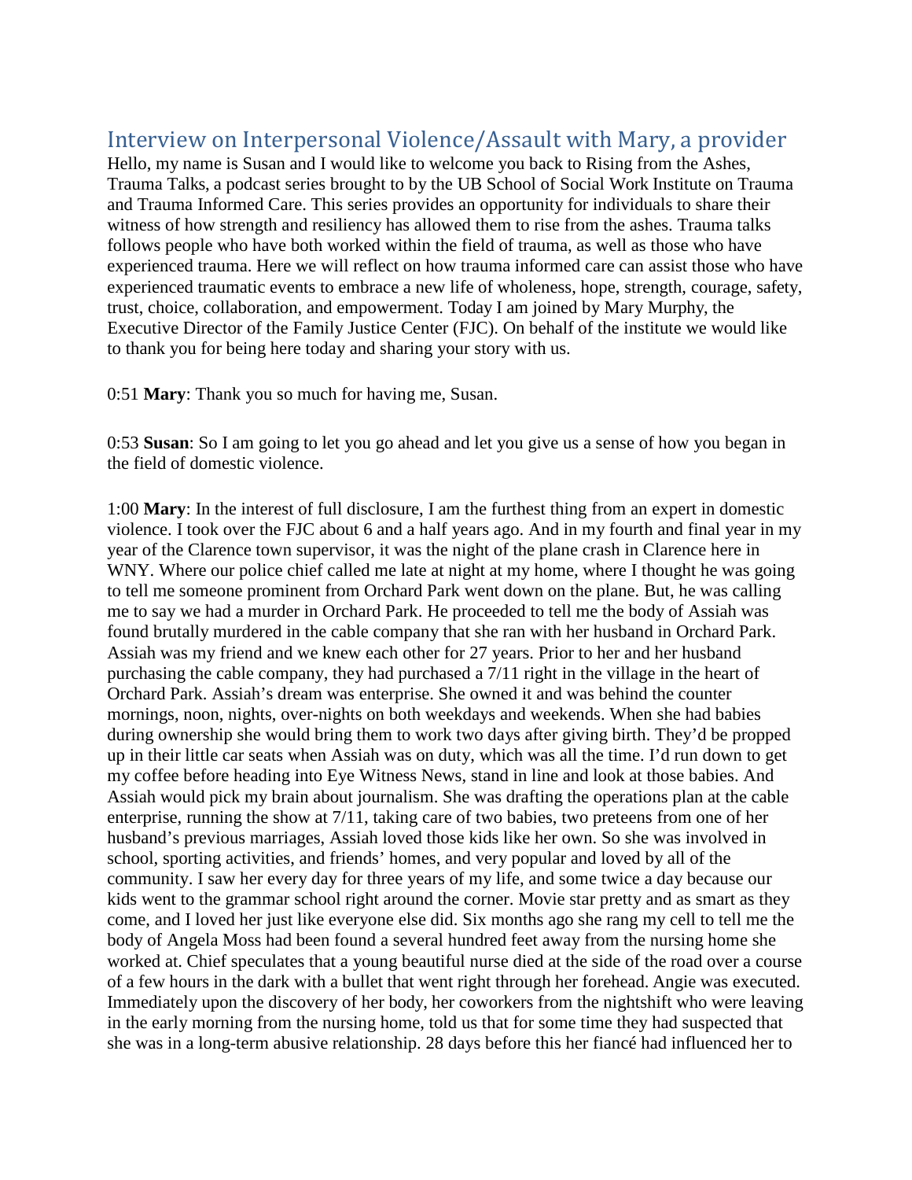## Interview on Interpersonal Violence/Assault with Mary, a provider

Hello, my name is Susan and I would like to welcome you back to Rising from the Ashes, Trauma Talks, a podcast series brought to by the UB School of Social Work Institute on Trauma and Trauma Informed Care. This series provides an opportunity for individuals to share their witness of how strength and resiliency has allowed them to rise from the ashes. Trauma talks follows people who have both worked within the field of trauma, as well as those who have experienced trauma. Here we will reflect on how trauma informed care can assist those who have experienced traumatic events to embrace a new life of wholeness, hope, strength, courage, safety, trust, choice, collaboration, and empowerment. Today I am joined by Mary Murphy, the Executive Director of the Family Justice Center (FJC). On behalf of the institute we would like to thank you for being here today and sharing your story with us.

0:51 **Mary**: Thank you so much for having me, Susan.

0:53 **Susan**: So I am going to let you go ahead and let you give us a sense of how you began in the field of domestic violence.

1:00 **Mary**: In the interest of full disclosure, I am the furthest thing from an expert in domestic violence. I took over the FJC about 6 and a half years ago. And in my fourth and final year in my year of the Clarence town supervisor, it was the night of the plane crash in Clarence here in WNY. Where our police chief called me late at night at my home, where I thought he was going to tell me someone prominent from Orchard Park went down on the plane. But, he was calling me to say we had a murder in Orchard Park. He proceeded to tell me the body of Assiah was found brutally murdered in the cable company that she ran with her husband in Orchard Park. Assiah was my friend and we knew each other for 27 years. Prior to her and her husband purchasing the cable company, they had purchased a 7/11 right in the village in the heart of Orchard Park. Assiah's dream was enterprise. She owned it and was behind the counter mornings, noon, nights, over-nights on both weekdays and weekends. When she had babies during ownership she would bring them to work two days after giving birth. They'd be propped up in their little car seats when Assiah was on duty, which was all the time. I'd run down to get my coffee before heading into Eye Witness News, stand in line and look at those babies. And Assiah would pick my brain about journalism. She was drafting the operations plan at the cable enterprise, running the show at 7/11, taking care of two babies, two preteens from one of her husband's previous marriages, Assiah loved those kids like her own. So she was involved in school, sporting activities, and friends' homes, and very popular and loved by all of the community. I saw her every day for three years of my life, and some twice a day because our kids went to the grammar school right around the corner. Movie star pretty and as smart as they come, and I loved her just like everyone else did. Six months ago she rang my cell to tell me the body of Angela Moss had been found a several hundred feet away from the nursing home she worked at. Chief speculates that a young beautiful nurse died at the side of the road over a course of a few hours in the dark with a bullet that went right through her forehead. Angie was executed. Immediately upon the discovery of her body, her coworkers from the nightshift who were leaving in the early morning from the nursing home, told us that for some time they had suspected that she was in a long-term abusive relationship. 28 days before this her fiancé had influenced her to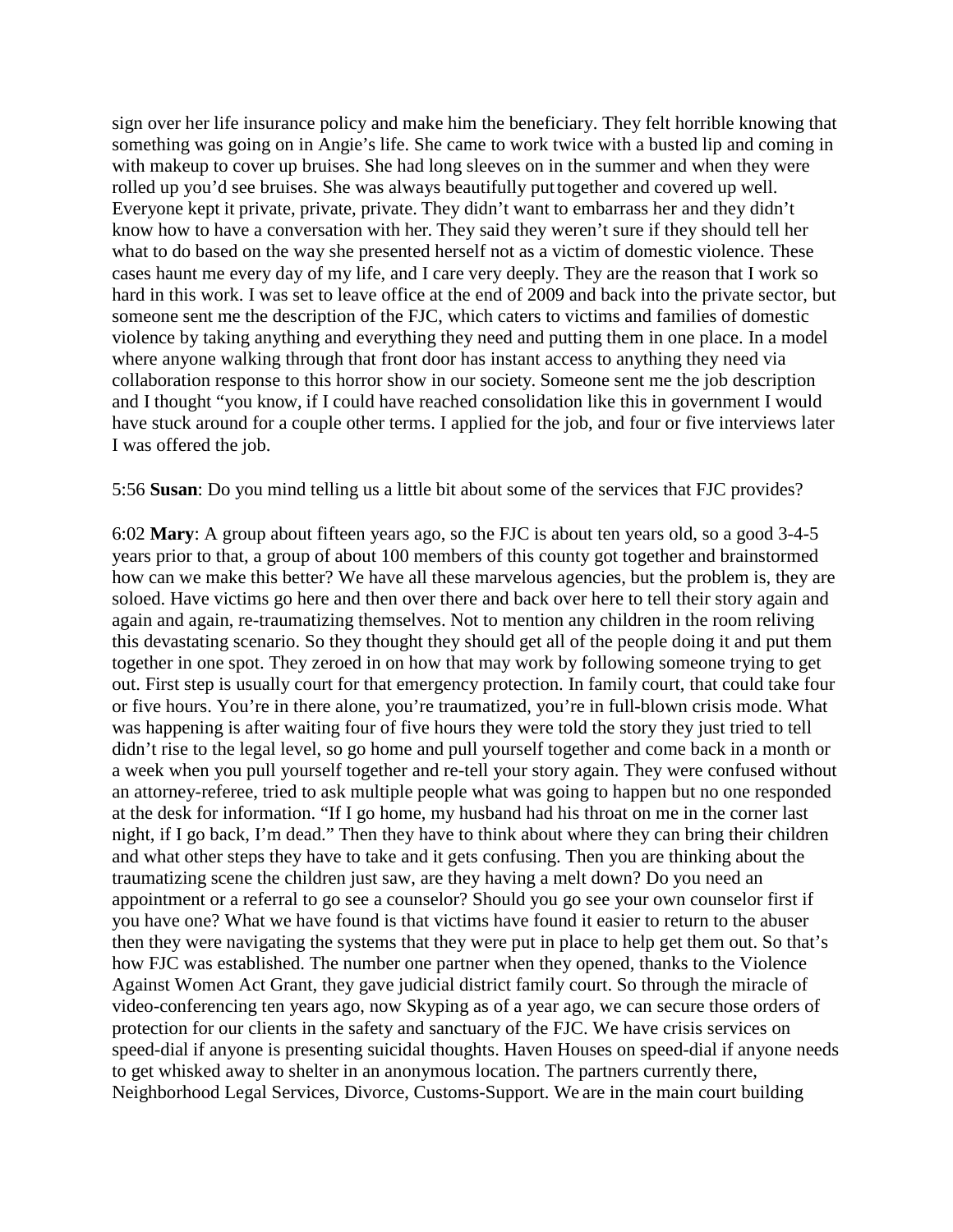sign over her life insurance policy and make him the beneficiary. They felt horrible knowing that something was going on in Angie's life. She came to work twice with a busted lip and coming in with makeup to cover up bruises. She had long sleeves on in the summer and when they were rolled up you'd see bruises. She was always beautifully put together and covered up well. Everyone kept it private, private, private. They didn't want to embarrass her and they didn't know how to have a conversation with her. They said they weren't sure if they should tell her what to do based on the way she presented herself not as a victim of domestic violence. These cases haunt me every day of my life, and I care very deeply. They are the reason that I work so hard in this work. I was set to leave office at the end of 2009 and back into the private sector, but someone sent me the description of the FJC, which caters to victims and families of domestic violence by taking anything and everything they need and putting them in one place. In a model where anyone walking through that front door has instant access to anything they need via collaboration response to this horror show in our society. Someone sent me the job description and I thought "you know, if I could have reached consolidation like this in government I would have stuck around for a couple other terms. I applied for the job, and four or five interviews later I was offered the job.

5:56 **Susan**: Do you mind telling us a little bit about some of the services that FJC provides?

6:02 **Mary**: A group about fifteen years ago, so the FJC is about ten years old, so a good 3-4-5 years prior to that, a group of about 100 members of this county got together and brainstormed how can we make this better? We have all these marvelous agencies, but the problem is, they are soloed. Have victims go here and then over there and back over here to tell their story again and again and again, re-traumatizing themselves. Not to mention any children in the room reliving this devastating scenario. So they thought they should get all of the people doing it and put them together in one spot. They zeroed in on how that may work by following someone trying to get out. First step is usually court for that emergency protection. In family court, that could take four or five hours. You're in there alone, you're traumatized, you're in full-blown crisis mode. What was happening is after waiting four of five hours they were told the story they just tried to tell didn't rise to the legal level, so go home and pull yourself together and come back in a month or a week when you pull yourself together and re-tell your story again. They were confused without an attorney-referee, tried to ask multiple people what was going to happen but no one responded at the desk for information. "If I go home, my husband had his throat on me in the corner last night, if I go back, I'm dead." Then they have to think about where they can bring their children and what other steps they have to take and it gets confusing. Then you are thinking about the traumatizing scene the children just saw, are they having a melt down? Do you need an appointment or a referral to go see a counselor? Should you go see your own counselor first if you have one? What we have found is that victims have found it easier to return to the abuser then they were navigating the systems that they were put in place to help get them out. So that's how FJC was established. The number one partner when they opened, thanks to the Violence Against Women Act Grant, they gave judicial district family court. So through the miracle of video-conferencing ten years ago, now Skyping as of a year ago, we can secure those orders of protection for our clients in the safety and sanctuary of the FJC. We have crisis services on speed-dial if anyone is presenting suicidal thoughts. Haven Houses on speed-dial if anyone needs to get whisked away to shelter in an anonymous location. The partners currently there, Neighborhood Legal Services, Divorce, Customs-Support. We are in the main court building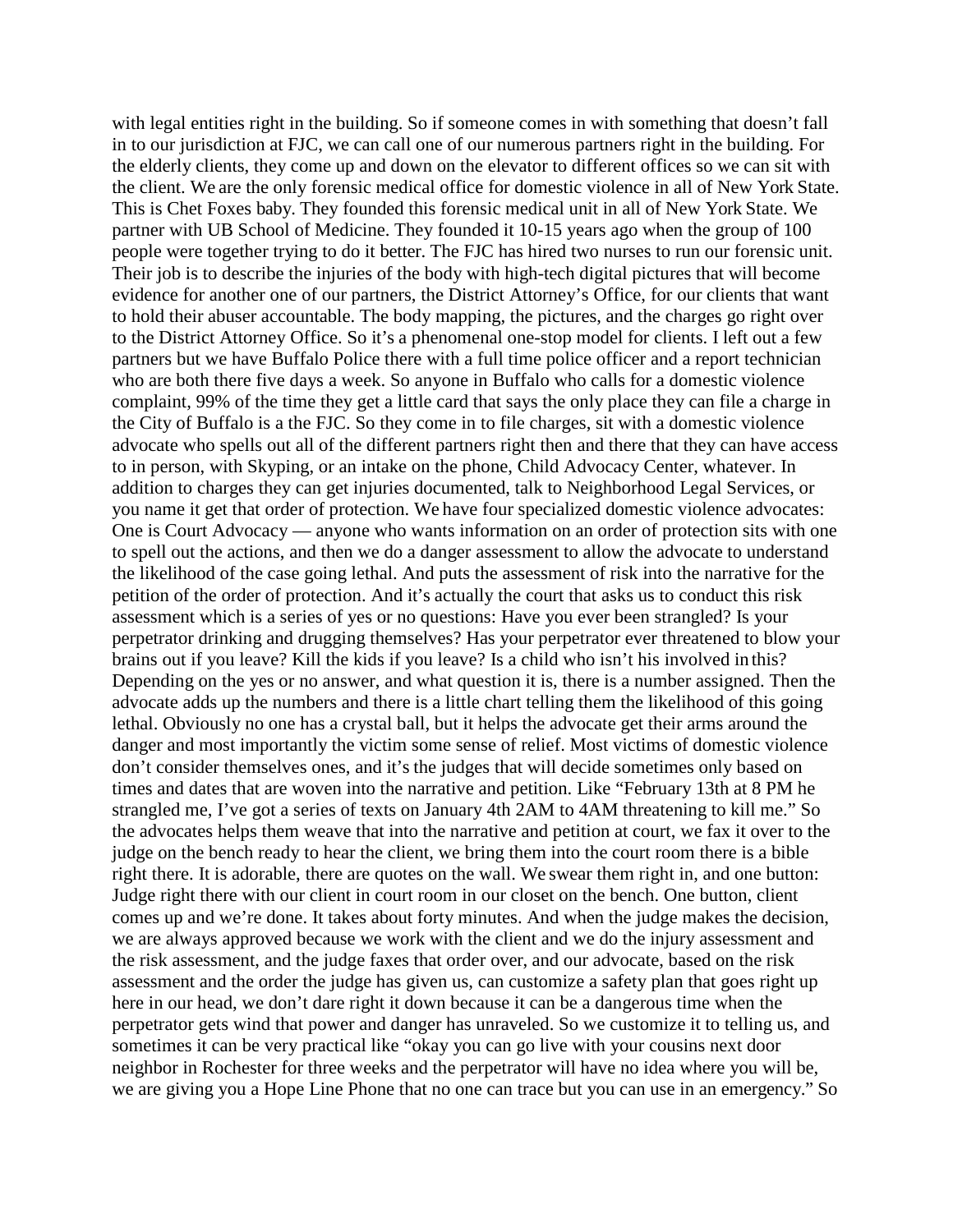with legal entities right in the building. So if someone comes in with something that doesn't fall in to our jurisdiction at FJC, we can call one of our numerous partners right in the building. For the elderly clients, they come up and down on the elevator to different offices so we can sit with the client. We are the only forensic medical office for domestic violence in all of New York State. This is Chet Foxes baby. They founded this forensic medical unit in all of New York State. We partner with UB School of Medicine. They founded it 10-15 years ago when the group of 100 people were together trying to do it better. The FJC has hired two nurses to run our forensic unit. Their job is to describe the injuries of the body with high-tech digital pictures that will become evidence for another one of our partners, the District Attorney's Office, for our clients that want to hold their abuser accountable. The body mapping, the pictures, and the charges go right over to the District Attorney Office. So it's a phenomenal one-stop model for clients. I left out a few partners but we have Buffalo Police there with a full time police officer and a report technician who are both there five days a week. So anyone in Buffalo who calls for a domestic violence complaint, 99% of the time they get a little card that says the only place they can file a charge in the City of Buffalo is a the FJC. So they come in to file charges, sit with a domestic violence advocate who spells out all of the different partners right then and there that they can have access to in person, with Skyping, or an intake on the phone, Child Advocacy Center, whatever. In addition to charges they can get injuries documented, talk to Neighborhood Legal Services, or you name it get that order of protection. We have four specialized domestic violence advocates: One is Court Advocacy — anyone who wants information on an order of protection sits with one to spell out the actions, and then we do a danger assessment to allow the advocate to understand the likelihood of the case going lethal. And puts the assessment of risk into the narrative for the petition of the order of protection. And it's actually the court that asks us to conduct this risk assessment which is a series of yes or no questions: Have you ever been strangled? Is your perpetrator drinking and drugging themselves? Has your perpetrator ever threatened to blow your brains out if you leave? Kill the kids if you leave? Is a child who isn't his involved in this? Depending on the yes or no answer, and what question it is, there is a number assigned. Then the advocate adds up the numbers and there is a little chart telling them the likelihood of this going lethal. Obviously no one has a crystal ball, but it helps the advocate get their arms around the danger and most importantly the victim some sense of relief. Most victims of domestic violence don't consider themselves ones, and it's the judges that will decide sometimes only based on times and dates that are woven into the narrative and petition. Like "February 13th at 8 PM he strangled me, I've got a series of texts on January 4th 2AM to 4AM threatening to kill me." So the advocates helps them weave that into the narrative and petition at court, we fax it over to the judge on the bench ready to hear the client, we bring them into the court room there is a bible right there. It is adorable, there are quotes on the wall. We swear them right in, and one button: Judge right there with our client in court room in our closet on the bench. One button, client comes up and we're done. It takes about forty minutes. And when the judge makes the decision, we are always approved because we work with the client and we do the injury assessment and the risk assessment, and the judge faxes that order over, and our advocate, based on the risk assessment and the order the judge has given us, can customize a safety plan that goes right up here in our head, we don't dare right it down because it can be a dangerous time when the perpetrator gets wind that power and danger has unraveled. So we customize it to telling us, and sometimes it can be very practical like "okay you can go live with your cousins next door neighbor in Rochester for three weeks and the perpetrator will have no idea where you will be, we are giving you a Hope Line Phone that no one can trace but you can use in an emergency." So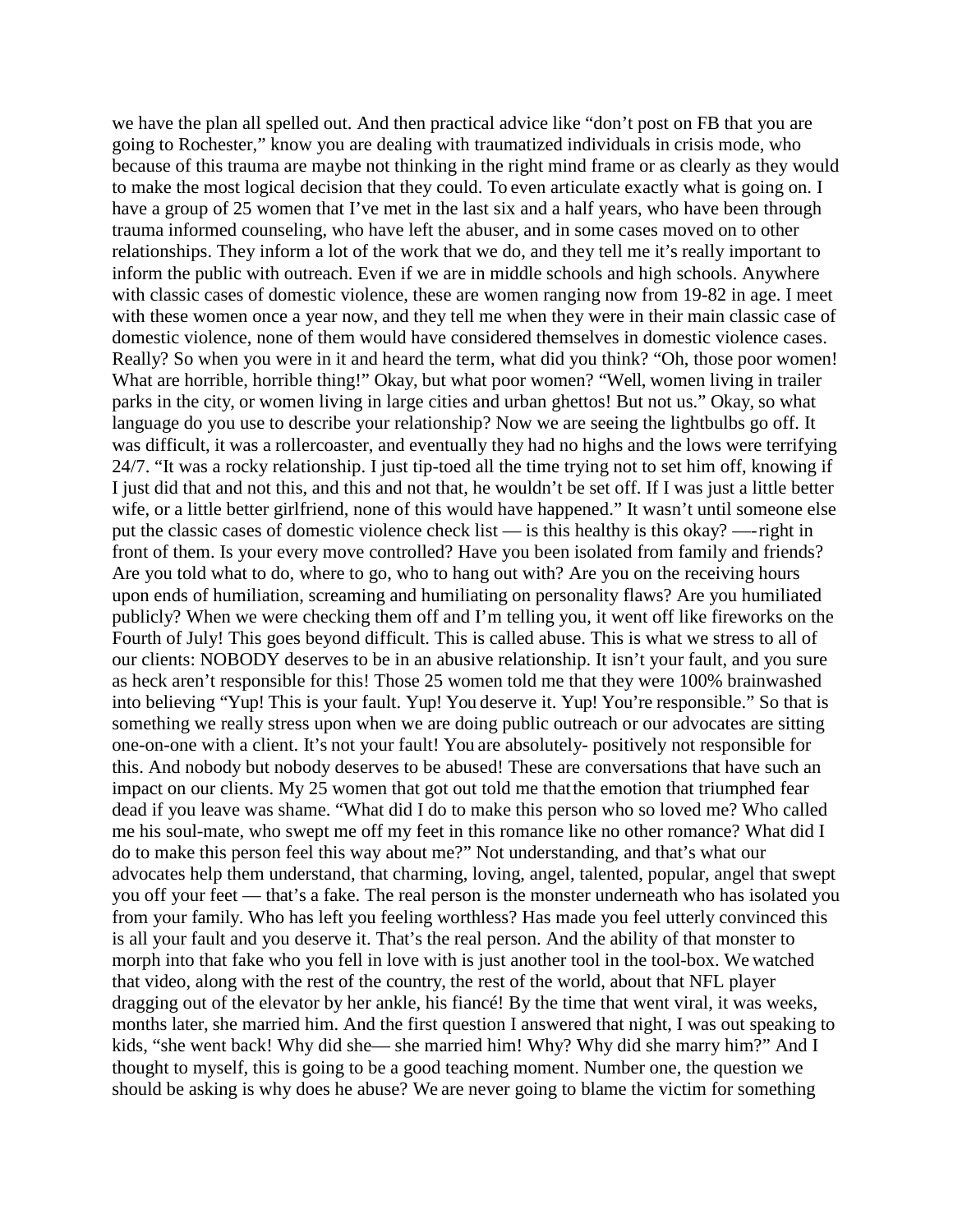we have the plan all spelled out. And then practical advice like "don't post on FB that you are going to Rochester," know you are dealing with traumatized individuals in crisis mode, who because of this trauma are maybe not thinking in the right mind frame or as clearly as they would to make the most logical decision that they could. To even articulate exactly what is going on. I have a group of 25 women that I've met in the last six and a half years, who have been through trauma informed counseling, who have left the abuser, and in some cases moved on to other relationships. They inform a lot of the work that we do, and they tell me it's really important to inform the public with outreach. Even if we are in middle schools and high schools. Anywhere with classic cases of domestic violence, these are women ranging now from 19-82 in age. I meet with these women once a year now, and they tell me when they were in their main classic case of domestic violence, none of them would have considered themselves in domestic violence cases. Really? So when you were in it and heard the term, what did you think? "Oh, those poor women! What are horrible, horrible thing!" Okay, but what poor women? "Well, women living in trailer parks in the city, or women living in large cities and urban ghettos! But not us." Okay, so what language do you use to describe your relationship? Now we are seeing the lightbulbs go off. It was difficult, it was a rollercoaster, and eventually they had no highs and the lows were terrifying 24/7. "It was a rocky relationship. I just tip-toed all the time trying not to set him off, knowing if I just did that and not this, and this and not that, he wouldn't be set off. If I was just a little better wife, or a little better girlfriend, none of this would have happened." It wasn't until someone else put the classic cases of domestic violence check list — is this healthy is this okay? —- right in front of them. Is your every move controlled? Have you been isolated from family and friends? Are you told what to do, where to go, who to hang out with? Are you on the receiving hours upon ends of humiliation, screaming and humiliating on personality flaws? Are you humiliated publicly? When we were checking them off and I'm telling you, it went off like fireworks on the Fourth of July! This goes beyond difficult. This is called abuse. This is what we stress to all of our clients: NOBODY deserves to be in an abusive relationship. It isn't your fault, and you sure as heck aren't responsible for this! Those 25 women told me that they were 100% brainwashed into believing "Yup! This is your fault. Yup! You deserve it. Yup! You're responsible." So that is something we really stress upon when we are doing public outreach or our advocates are sitting one-on-one with a client. It's not your fault! You are absolutely- positively not responsible for this. And nobody but nobody deserves to be abused! These are conversations that have such an impact on our clients. My 25 women that got out told me that the emotion that triumphed fear dead if you leave was shame. "What did I do to make this person who so loved me? Who called me his soul-mate, who swept me off my feet in this romance like no other romance? What did I do to make this person feel this way about me?" Not understanding, and that's what our advocates help them understand, that charming, loving, angel, talented, popular, angel that swept you off your feet — that's a fake. The real person is the monster underneath who has isolated you from your family. Who has left you feeling worthless? Has made you feel utterly convinced this is all your fault and you deserve it. That's the real person. And the ability of that monster to morph into that fake who you fell in love with is just another tool in the tool-box. We watched that video, along with the rest of the country, the rest of the world, about that NFL player dragging out of the elevator by her ankle, his fiancé! By the time that went viral, it was weeks, months later, she married him. And the first question I answered that night, I was out speaking to kids, "she went back! Why did she— she married him! Why? Why did she marry him?" And I thought to myself, this is going to be a good teaching moment. Number one, the question we should be asking is why does he abuse? We are never going to blame the victim for something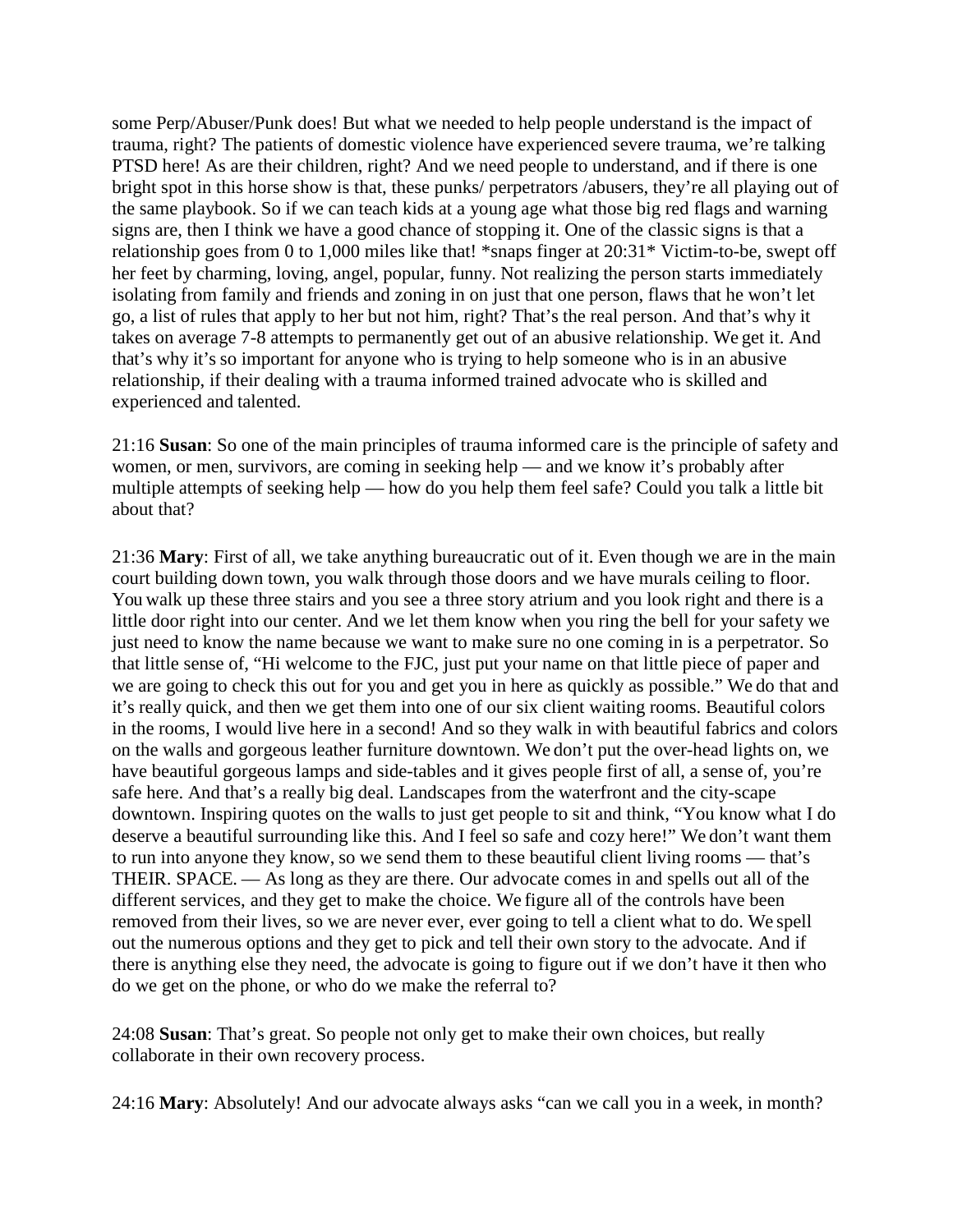some Perp/Abuser/Punk does! But what we needed to help people understand is the impact of trauma, right? The patients of domestic violence have experienced severe trauma, we're talking PTSD here! As are their children, right? And we need people to understand, and if there is one bright spot in this horse show is that, these punks/ perpetrators /abusers, they're all playing out of the same playbook. So if we can teach kids at a young age what those big red flags and warning signs are, then I think we have a good chance of stopping it. One of the classic signs is that a relationship goes from 0 to 1,000 miles like that! *snaps finger at 20:31* Victim-to-be, swept off her feet by charming, loving, angel, popular, funny. Not realizing the person starts immediately isolating from family and friends and zoning in on just that one person, flaws that he won't let go, a list of rules that apply to her but not him, right? That's the real person. And that's why it takes on average 7-8 attempts to permanently get out of an abusive relationship. We get it. And that's why it's so important for anyone who is trying to help someone who is in an abusive relationship, if their dealing with a trauma informed trained advocate who is skilled and experienced and talented.

21:16 **Susan**: So one of the main principles of trauma informed care is the principle of safety and women, or men, survivors, are coming in seeking help — and we know it's probably after multiple attempts of seeking help — how do you help them feel safe? Could you talk a little bit about that?

21:36 **Mary**: First of all, we take anything bureaucratic out of it. Even though we are in the main court building down town, you walk through those doors and we have murals ceiling to floor. You walk up these three stairs and you see a three story atrium and you look right and there is a little door right into our center. And we let them know when you ring the bell for your safety we just need to know the name because we want to make sure no one coming in is a perpetrator. So that little sense of, "Hi welcome to the FJC, just put your name on that little piece of paper and we are going to check this out for you and get you in here as quickly as possible." We do that and it's really quick, and then we get them into one of our six client waiting rooms. Beautiful colors in the rooms, I would live here in a second! And so they walk in with beautiful fabrics and colors on the walls and gorgeous leather furniture downtown. We don't put the over-head lights on, we have beautiful gorgeous lamps and side-tables and it gives people first of all, a sense of, you're safe here. And that's a really big deal. Landscapes from the waterfront and the city-scape downtown. Inspiring quotes on the walls to just get people to sit and think, "You know what I do deserve a beautiful surrounding like this. And I feel so safe and cozy here!" We don't want them to run into anyone they know, so we send them to these beautiful client living rooms — that's THEIR. SPACE. — As long as they are there. Our advocate comes in and spells out all of the different services, and they get to make the choice. We figure all of the controls have been removed from their lives, so we are never ever, ever going to tell a client what to do. We spell out the numerous options and they get to pick and tell their own story to the advocate. And if there is anything else they need, the advocate is going to figure out if we don't have it then who do we get on the phone, or who do we make the referral to?

24:08 **Susan**: That's great. So people not only get to make their own choices, but really collaborate in their own recovery process.

24:16 **Mary**: Absolutely! And our advocate always asks "can we call you in a week, in month?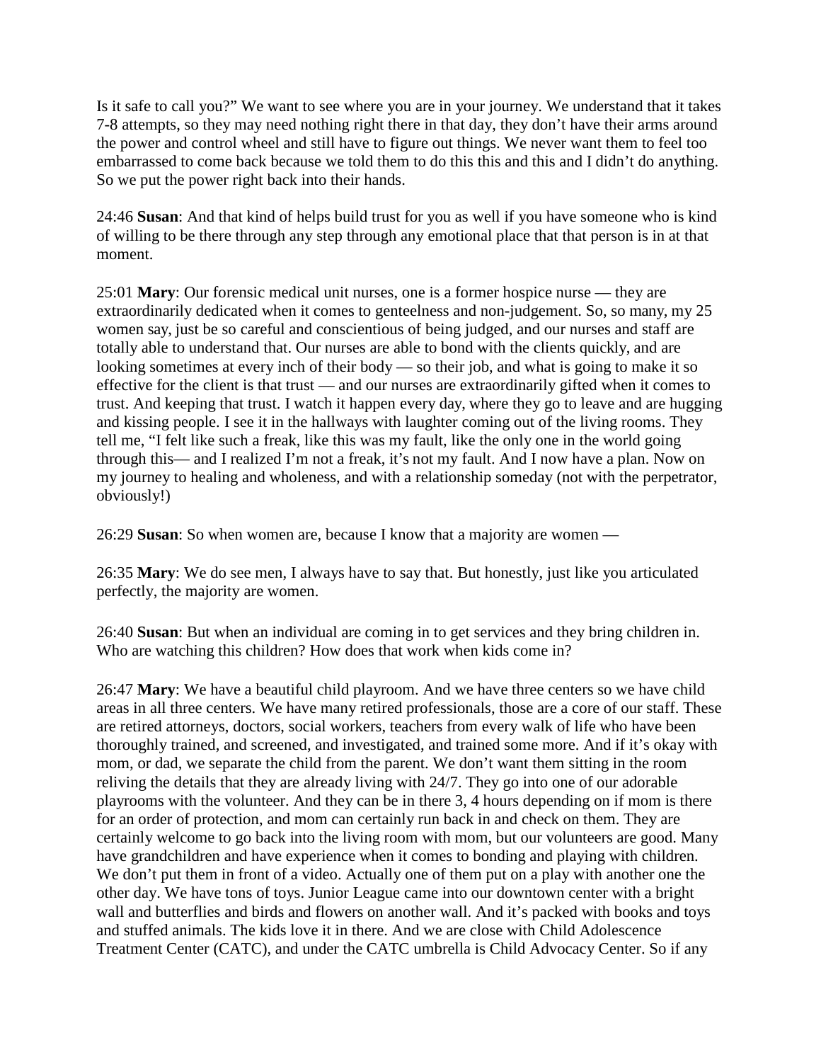Is it safe to call you?" We want to see where you are in your journey. We understand that it takes 7-8 attempts, so they may need nothing right there in that day, they don't have their arms around the power and control wheel and still have to figure out things. We never want them to feel too embarrassed to come back because we told them to do this this and this and I didn't do anything. So we put the power right back into their hands.

24:46 **Susan**: And that kind of helps build trust for you as well if you have someone who is kind of willing to be there through any step through any emotional place that that person is in at that moment.

25:01 **Mary**: Our forensic medical unit nurses, one is a former hospice nurse — they are extraordinarily dedicated when it comes to genteelness and non-judgement. So, so many, my 25 women say, just be so careful and conscientious of being judged, and our nurses and staff are totally able to understand that. Our nurses are able to bond with the clients quickly, and are looking sometimes at every inch of their body — so their job, and what is going to make it so effective for the client is that trust — and our nurses are extraordinarily gifted when it comes to trust. And keeping that trust. I watch it happen every day, where they go to leave and are hugging and kissing people. I see it in the hallways with laughter coming out of the living rooms. They tell me, "I felt like such a freak, like this was my fault, like the only one in the world going through this— and I realized I'm not a freak, it's not my fault. And I now have a plan. Now on my journey to healing and wholeness, and with a relationship someday (not with the perpetrator, obviously!)

26:29 **Susan**: So when women are, because I know that a majority are women —

26:35 **Mary**: We do see men, I always have to say that. But honestly, just like you articulated perfectly, the majority are women.

26:40 **Susan**: But when an individual are coming in to get services and they bring children in. Who are watching this children? How does that work when kids come in?

26:47 **Mary**: We have a beautiful child playroom. And we have three centers so we have child areas in all three centers. We have many retired professionals, those are a core of our staff. These are retired attorneys, doctors, social workers, teachers from every walk of life who have been thoroughly trained, and screened, and investigated, and trained some more. And if it's okay with mom, or dad, we separate the child from the parent. We don't want them sitting in the room reliving the details that they are already living with 24/7. They go into one of our adorable playrooms with the volunteer. And they can be in there 3, 4 hours depending on if mom is there for an order of protection, and mom can certainly run back in and check on them. They are certainly welcome to go back into the living room with mom, but our volunteers are good. Many have grandchildren and have experience when it comes to bonding and playing with children. We don't put them in front of a video. Actually one of them put on a play with another one the other day. We have tons of toys. Junior League came into our downtown center with a bright wall and butterflies and birds and flowers on another wall. And it's packed with books and toys and stuffed animals. The kids love it in there. And we are close with Child Adolescence Treatment Center (CATC), and under the CATC umbrella is Child Advocacy Center. So if any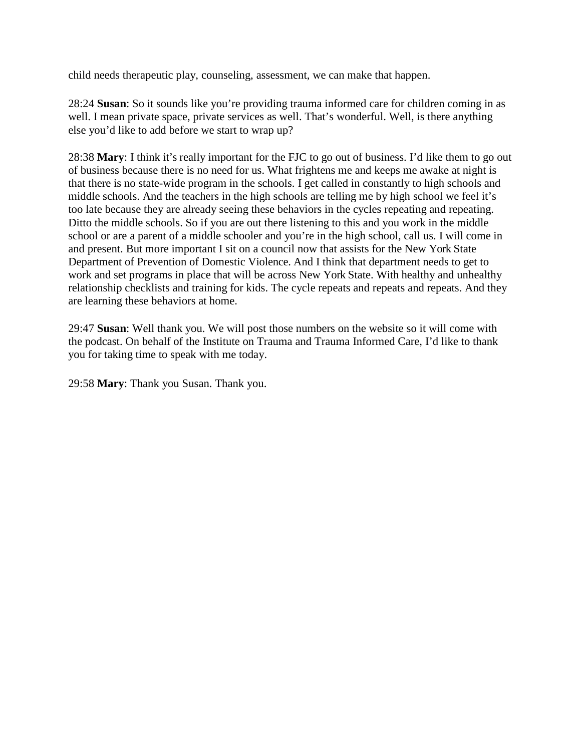child needs therapeutic play, counseling, assessment, we can make that happen.

28:24 **Susan**: So it sounds like you're providing trauma informed care for children coming in as well. I mean private space, private services as well. That's wonderful. Well, is there anything else you'd like to add before we start to wrap up?

28:38 **Mary**: I think it's really important for the FJC to go out of business. I'd like them to go out of business because there is no need for us. What frightens me and keeps me awake at night is that there is no state-wide program in the schools. I get called in constantly to high schools and middle schools. And the teachers in the high schools are telling me by high school we feel it's too late because they are already seeing these behaviors in the cycles repeating and repeating. Ditto the middle schools. So if you are out there listening to this and you work in the middle school or are a parent of a middle schooler and you're in the high school, call us. I will come in and present. But more important I sit on a council now that assists for the New York State Department of Prevention of Domestic Violence. And I think that department needs to get to work and set programs in place that will be across New York State. With healthy and unhealthy relationship checklists and training for kids. The cycle repeats and repeats and repeats. And they are learning these behaviors at home.

29:47 **Susan**: Well thank you. We will post those numbers on the website so it will come with the podcast. On behalf of the Institute on Trauma and Trauma Informed Care, I'd like to thank you for taking time to speak with me today.

29:58 **Mary**: Thank you Susan. Thank you.